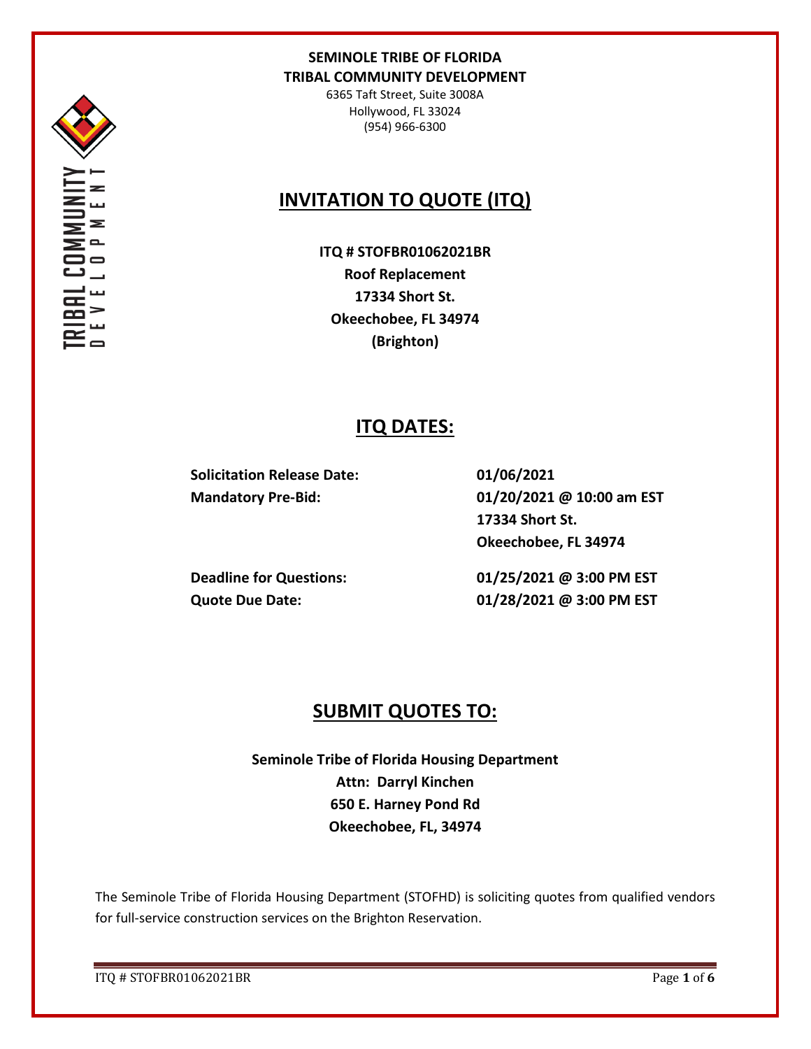**SEMINOLE TRIBE OF FLORIDA**
**TRIBAL COMMUNITY DEVELOPMENT**

6365 Taft Street, Suite 3008A
Hollywood, FL 33024
(954) 966-6300

# INVITATION TO QUOTE (ITQ)

**ITQ # STOFBR01062021BR**
**Roof Replacement**
**17334 Short St.**
**Okeechobee, FL 34974**
**(Brighton)**

## ITQ DATES:

| | |
|---|---|
| **Solicitation Release Date:** | **01/06/2021** |
| **Mandatory Pre-Bid:** | **01/20/2021 @ 10:00 am EST**<br>**17334 Short St.**<br>**Okeechobee, FL 34974** |
| **Deadline for Questions:** | **01/25/2021 @ 3:00 PM EST** |
| **Quote Due Date:** | **01/28/2021 @ 3:00 PM EST** |

## SUBMIT QUOTES TO:

**Seminole Tribe of Florida Housing Department**
**Attn: Darryl Kinchen**
**650 E. Harney Pond Rd**
**Okeechobee, FL, 34974**

The Seminole Tribe of Florida Housing Department (STOFHD) is soliciting quotes from qualified vendors for full-service construction services on the Brighton Reservation.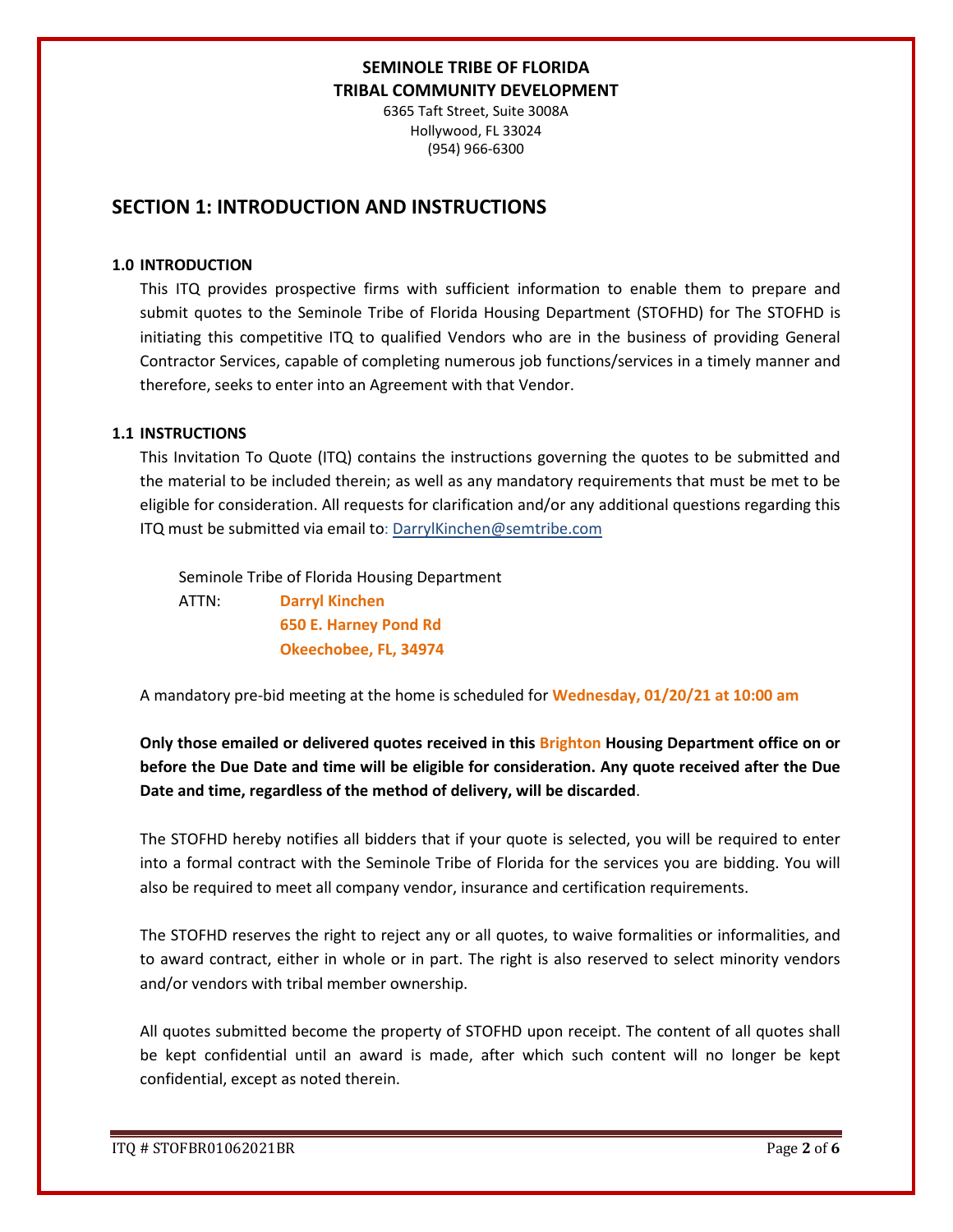**SEMINOLE TRIBE OF FLORIDA**
**TRIBAL COMMUNITY DEVELOPMENT**
6365 Taft Street, Suite 3008A
Hollywood, FL 33024
(954) 966-6300

## SECTION 1: INTRODUCTION AND INSTRUCTIONS

### 1.0 INTRODUCTION

This ITQ provides prospective firms with sufficient information to enable them to prepare and submit quotes to the Seminole Tribe of Florida Housing Department (STOFHD) for The STOFHD is initiating this competitive ITQ to qualified Vendors who are in the business of providing General Contractor Services, capable of completing numerous job functions/services in a timely manner and therefore, seeks to enter into an Agreement with that Vendor.

### 1.1 INSTRUCTIONS

This Invitation To Quote (ITQ) contains the instructions governing the quotes to be submitted and the material to be included therein; as well as any mandatory requirements that must be met to be eligible for consideration. All requests for clarification and/or any additional questions regarding this ITQ must be submitted via email to: DarrylKinchen@semtribe.com

Seminole Tribe of Florida Housing Department
ATTN: **Darryl Kinchen**
**650 E. Harney Pond Rd**
**Okeechobee, FL, 34974**

A mandatory pre-bid meeting at the home is scheduled for **Wednesday, 01/20/21 at 10:00 am**

**Only those emailed or delivered quotes received in this Brighton Housing Department office on or before the Due Date and time will be eligible for consideration. Any quote received after the Due Date and time, regardless of the method of delivery, will be discarded**.

The STOFHD hereby notifies all bidders that if your quote is selected, you will be required to enter into a formal contract with the Seminole Tribe of Florida for the services you are bidding. You will also be required to meet all company vendor, insurance and certification requirements.

The STOFHD reserves the right to reject any or all quotes, to waive formalities or informalities, and to award contract, either in whole or in part. The right is also reserved to select minority vendors and/or vendors with tribal member ownership.

All quotes submitted become the property of STOFHD upon receipt. The content of all quotes shall be kept confidential until an award is made, after which such content will no longer be kept confidential, except as noted therein.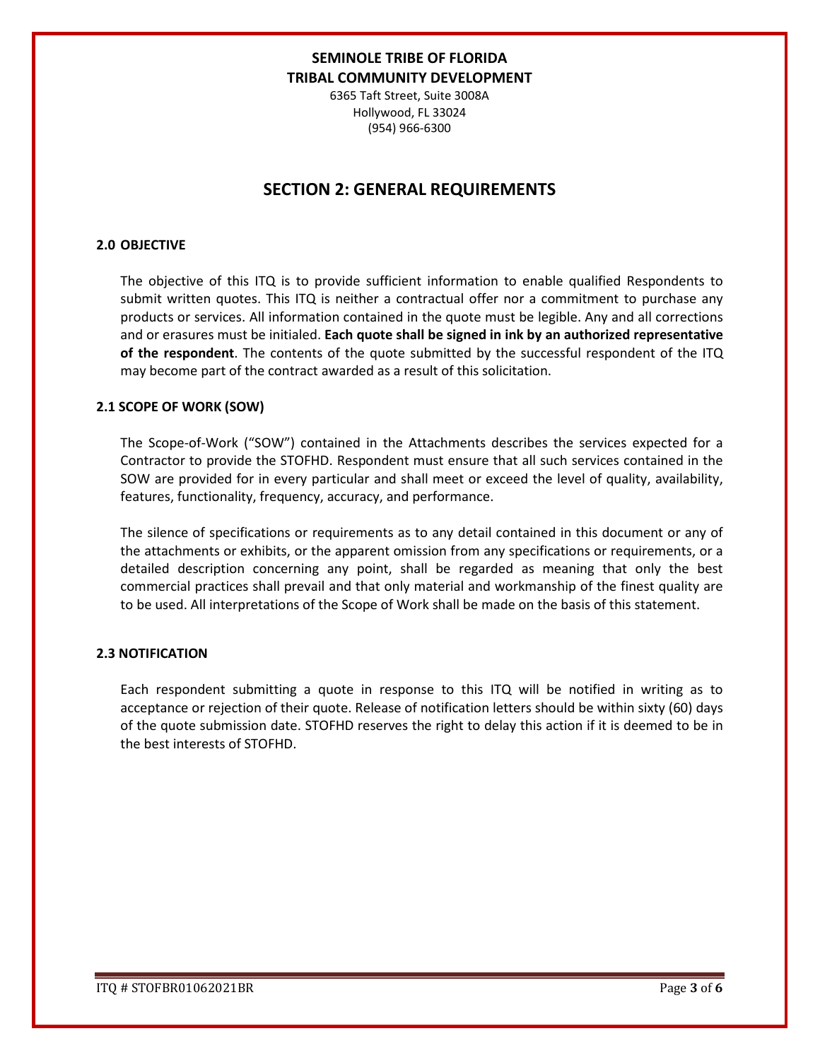**SEMINOLE TRIBE OF FLORIDA**
**TRIBAL COMMUNITY DEVELOPMENT**
6365 Taft Street, Suite 3008A
Hollywood, FL 33024
(954) 966-6300

# SECTION 2: GENERAL REQUIREMENTS

### 2.0 OBJECTIVE

The objective of this ITQ is to provide sufficient information to enable qualified Respondents to submit written quotes. This ITQ is neither a contractual offer nor a commitment to purchase any products or services. All information contained in the quote must be legible. Any and all corrections and or erasures must be initialed. **Each quote shall be signed in ink by an authorized representative of the respondent**. The contents of the quote submitted by the successful respondent of the ITQ may become part of the contract awarded as a result of this solicitation.

### 2.1 SCOPE OF WORK (SOW)

The Scope-of-Work ("SOW") contained in the Attachments describes the services expected for a Contractor to provide the STOFHD. Respondent must ensure that all such services contained in the SOW are provided for in every particular and shall meet or exceed the level of quality, availability, features, functionality, frequency, accuracy, and performance.

The silence of specifications or requirements as to any detail contained in this document or any of the attachments or exhibits, or the apparent omission from any specifications or requirements, or a detailed description concerning any point, shall be regarded as meaning that only the best commercial practices shall prevail and that only material and workmanship of the finest quality are to be used. All interpretations of the Scope of Work shall be made on the basis of this statement.

### 2.3 NOTIFICATION

Each respondent submitting a quote in response to this ITQ will be notified in writing as to acceptance or rejection of their quote. Release of notification letters should be within sixty (60) days of the quote submission date. STOFHD reserves the right to delay this action if it is deemed to be in the best interests of STOFHD.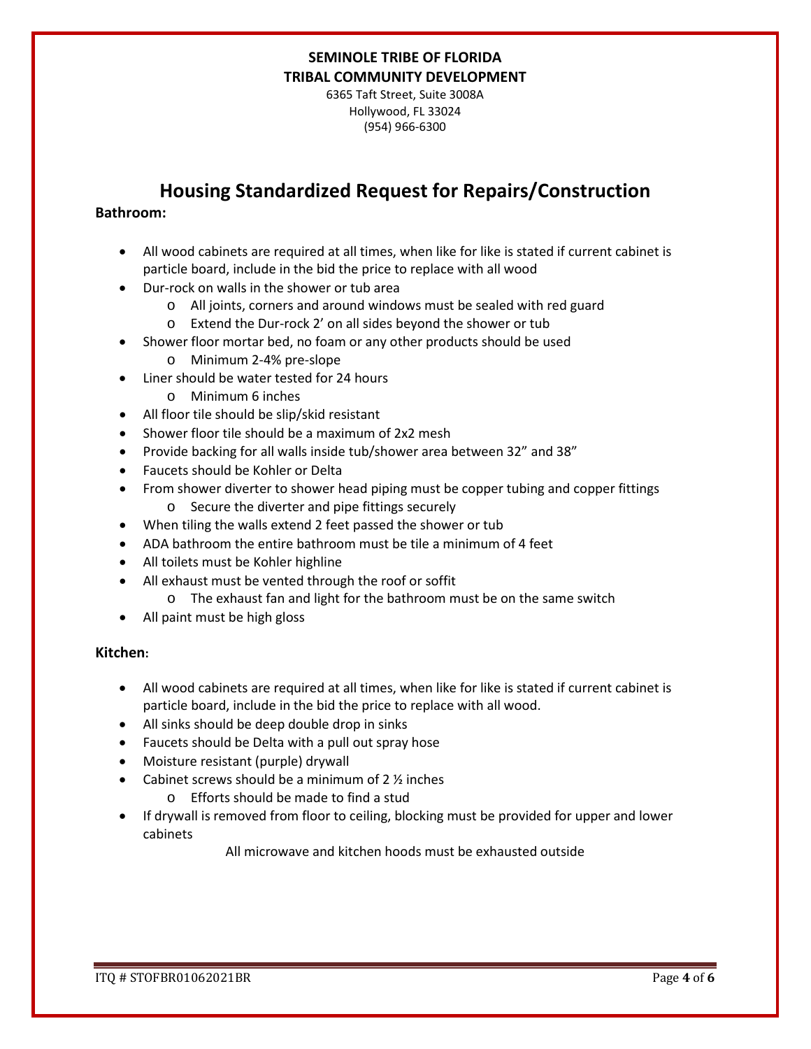**SEMINOLE TRIBE OF FLORIDA**
**TRIBAL COMMUNITY DEVELOPMENT**
6365 Taft Street, Suite 3008A
Hollywood, FL 33024
(954) 966-6300

# Housing Standardized Request for Repairs/Construction

**Bathroom:**

- All wood cabinets are required at all times, when like for like is stated if current cabinet is particle board, include in the bid the price to replace with all wood
- Dur-rock on walls in the shower or tub area
  - All joints, corners and around windows must be sealed with red guard
  - Extend the Dur-rock 2' on all sides beyond the shower or tub
- Shower floor mortar bed, no foam or any other products should be used
  - Minimum 2-4% pre-slope
- Liner should be water tested for 24 hours
  - Minimum 6 inches
- All floor tile should be slip/skid resistant
- Shower floor tile should be a maximum of 2x2 mesh
- Provide backing for all walls inside tub/shower area between 32" and 38"
- Faucets should be Kohler or Delta
- From shower diverter to shower head piping must be copper tubing and copper fittings
  - Secure the diverter and pipe fittings securely
- When tiling the walls extend 2 feet passed the shower or tub
- ADA bathroom the entire bathroom must be tile a minimum of 4 feet
- All toilets must be Kohler highline
- All exhaust must be vented through the roof or soffit
  - The exhaust fan and light for the bathroom must be on the same switch
- All paint must be high gloss

**Kitchen:**

- All wood cabinets are required at all times, when like for like is stated if current cabinet is particle board, include in the bid the price to replace with all wood.
- All sinks should be deep double drop in sinks
- Faucets should be Delta with a pull out spray hose
- Moisture resistant (purple) drywall
- Cabinet screws should be a minimum of 2 ½ inches
  - Efforts should be made to find a stud
- If drywall is removed from floor to ceiling, blocking must be provided for upper and lower cabinets

All microwave and kitchen hoods must be exhausted outside

ITQ # STOFBR01062021BR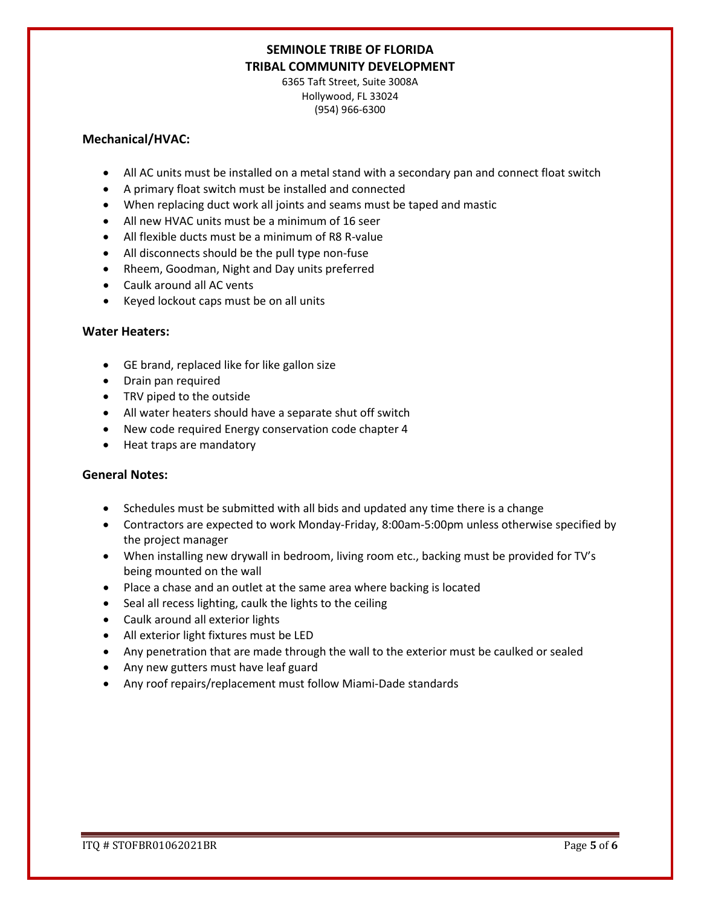**SEMINOLE TRIBE OF FLORIDA**
**TRIBAL COMMUNITY DEVELOPMENT**

6365 Taft Street, Suite 3008A
Hollywood, FL 33024
(954) 966-6300

### Mechanical/HVAC:

- All AC units must be installed on a metal stand with a secondary pan and connect float switch
- A primary float switch must be installed and connected
- When replacing duct work all joints and seams must be taped and mastic
- All new HVAC units must be a minimum of 16 seer
- All flexible ducts must be a minimum of R8 R-value
- All disconnects should be the pull type non-fuse
- Rheem, Goodman, Night and Day units preferred
- Caulk around all AC vents
- Keyed lockout caps must be on all units

### Water Heaters:

- GE brand, replaced like for like gallon size
- Drain pan required
- TRV piped to the outside
- All water heaters should have a separate shut off switch
- New code required Energy conservation code chapter 4
- Heat traps are mandatory

### General Notes:

- Schedules must be submitted with all bids and updated any time there is a change
- Contractors are expected to work Monday-Friday, 8:00am-5:00pm unless otherwise specified by the project manager
- When installing new drywall in bedroom, living room etc., backing must be provided for TV's being mounted on the wall
- Place a chase and an outlet at the same area where backing is located
- Seal all recess lighting, caulk the lights to the ceiling
- Caulk around all exterior lights
- All exterior light fixtures must be LED
- Any penetration that are made through the wall to the exterior must be caulked or sealed
- Any new gutters must have leaf guard
- Any roof repairs/replacement must follow Miami-Dade standards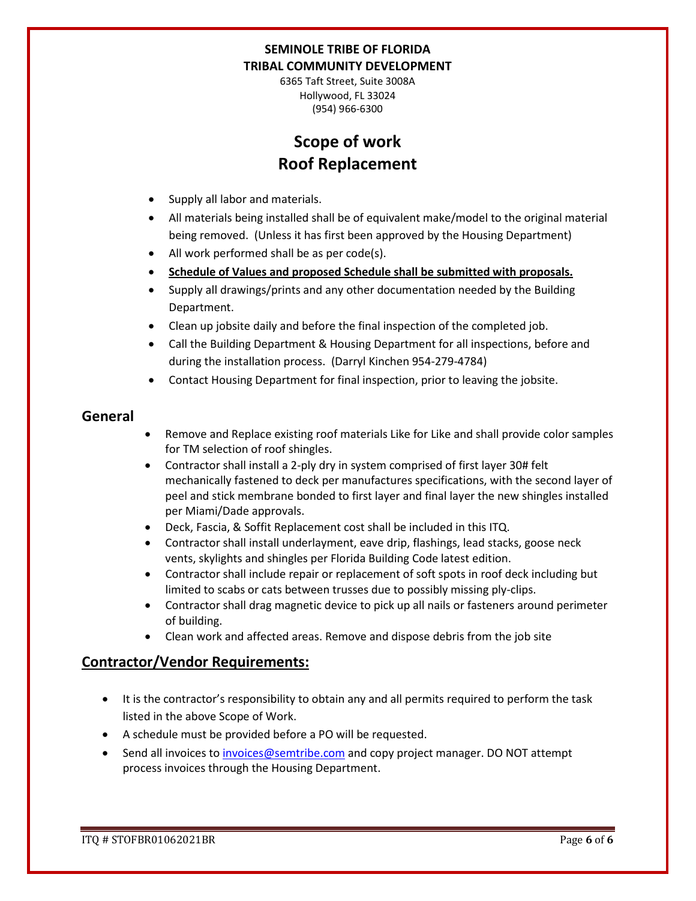**SEMINOLE TRIBE OF FLORIDA**
**TRIBAL COMMUNITY DEVELOPMENT**
6365 Taft Street, Suite 3008A
Hollywood, FL 33024
(954) 966-6300

# Scope of work
# Roof Replacement

- Supply all labor and materials.
- All materials being installed shall be of equivalent make/model to the original material being removed. (Unless it has first been approved by the Housing Department)
- All work performed shall be as per code(s).
- **Schedule of Values and proposed Schedule shall be submitted with proposals.**
- Supply all drawings/prints and any other documentation needed by the Building Department.
- Clean up jobsite daily and before the final inspection of the completed job.
- Call the Building Department & Housing Department for all inspections, before and during the installation process. (Darryl Kinchen 954-279-4784)
- Contact Housing Department for final inspection, prior to leaving the jobsite.

## General

- Remove and Replace existing roof materials Like for Like and shall provide color samples for TM selection of roof shingles.
- Contractor shall install a 2-ply dry in system comprised of first layer 30# felt mechanically fastened to deck per manufactures specifications, with the second layer of peel and stick membrane bonded to first layer and final layer the new shingles installed per Miami/Dade approvals.
- Deck, Fascia, & Soffit Replacement cost shall be included in this ITQ.
- Contractor shall install underlayment, eave drip, flashings, lead stacks, goose neck vents, skylights and shingles per Florida Building Code latest edition.
- Contractor shall include repair or replacement of soft spots in roof deck including but limited to scabs or cats between trusses due to possibly missing ply-clips.
- Contractor shall drag magnetic device to pick up all nails or fasteners around perimeter of building.
- Clean work and affected areas. Remove and dispose debris from the job site

## Contractor/Vendor Requirements:

- It is the contractor's responsibility to obtain any and all permits required to perform the task listed in the above Scope of Work.
- A schedule must be provided before a PO will be requested.
- Send all invoices to invoices@semtribe.com and copy project manager. DO NOT attempt process invoices through the Housing Department.